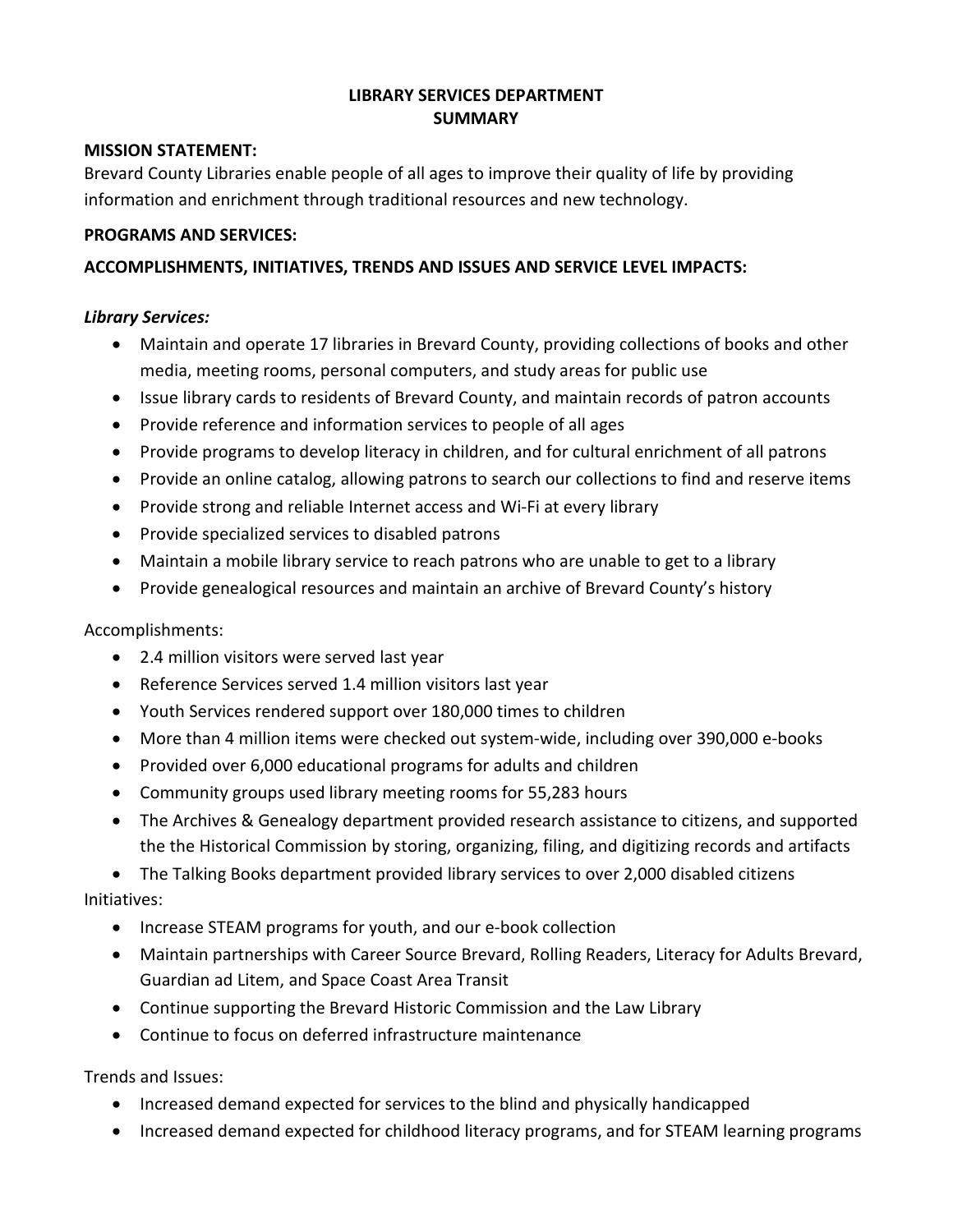# LIBRARY SERVICES DEPARTMENT
## SUMMARY

**MISSION STATEMENT:**

Brevard County Libraries enable people of all ages to improve their quality of life by providing information and enrichment through traditional resources and new technology.

**PROGRAMS AND SERVICES:**

**ACCOMPLISHMENTS, INITIATIVES, TRENDS AND ISSUES AND SERVICE LEVEL IMPACTS:**

***Library Services:***

- Maintain and operate 17 libraries in Brevard County, providing collections of books and other media, meeting rooms, personal computers, and study areas for public use
- Issue library cards to residents of Brevard County, and maintain records of patron accounts
- Provide reference and information services to people of all ages
- Provide programs to develop literacy in children, and for cultural enrichment of all patrons
- Provide an online catalog, allowing patrons to search our collections to find and reserve items
- Provide strong and reliable Internet access and Wi-Fi at every library
- Provide specialized services to disabled patrons
- Maintain a mobile library service to reach patrons who are unable to get to a library
- Provide genealogical resources and maintain an archive of Brevard County's history

Accomplishments:

- 2.4 million visitors were served last year
- Reference Services served 1.4 million visitors last year
- Youth Services rendered support over 180,000 times to children
- More than 4 million items were checked out system-wide, including over 390,000 e-books
- Provided over 6,000 educational programs for adults and children
- Community groups used library meeting rooms for 55,283 hours
- The Archives & Genealogy department provided research assistance to citizens, and supported the the Historical Commission by storing, organizing, filing, and digitizing records and artifacts
- The Talking Books department provided library services to over 2,000 disabled citizens

Initiatives:

- Increase STEAM programs for youth, and our e-book collection
- Maintain partnerships with Career Source Brevard, Rolling Readers, Literacy for Adults Brevard, Guardian ad Litem, and Space Coast Area Transit
- Continue supporting the Brevard Historic Commission and the Law Library
- Continue to focus on deferred infrastructure maintenance

Trends and Issues:

- Increased demand expected for services to the blind and physically handicapped
- Increased demand expected for childhood literacy programs, and for STEAM learning programs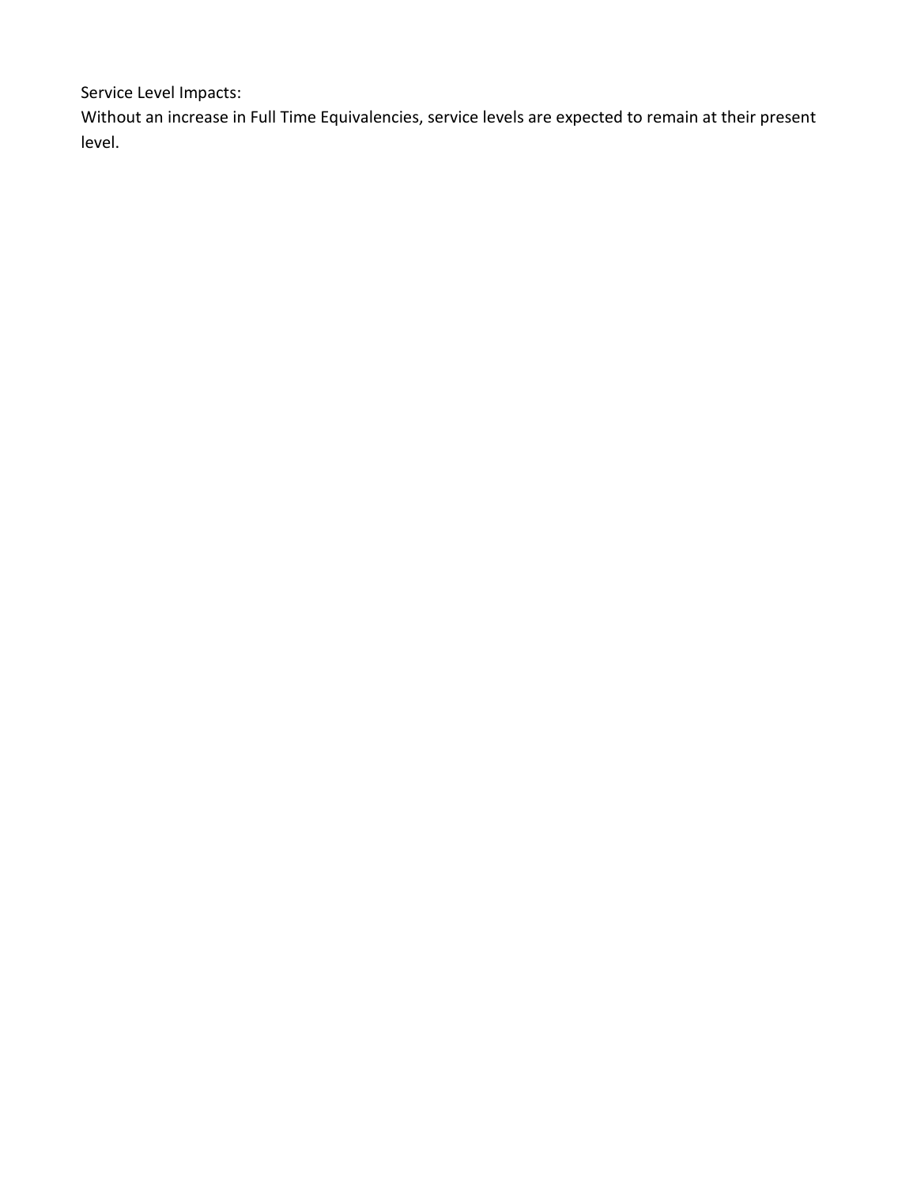Service Level Impacts:

Without an increase in Full Time Equivalencies, service levels are expected to remain at their present level.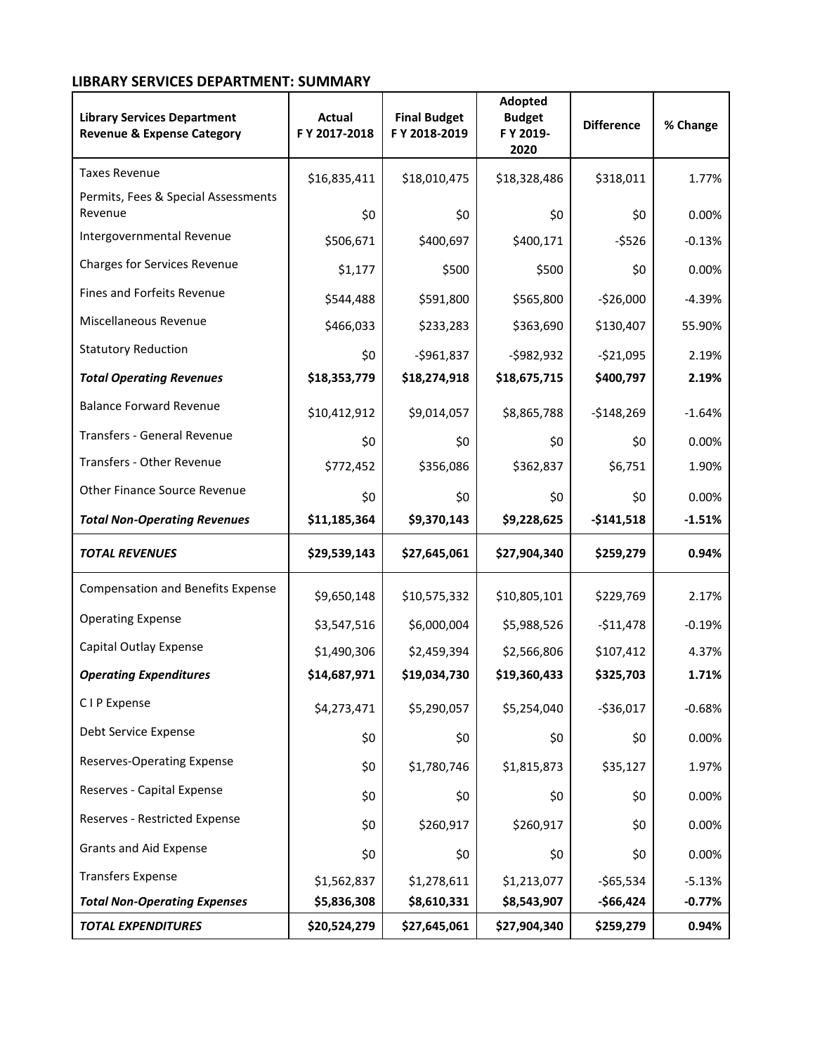## LIBRARY SERVICES DEPARTMENT: SUMMARY

| Library Services Department Revenue & Expense Category | Actual F Y 2017-2018 | Final Budget F Y 2018-2019 | Adopted Budget F Y 2019-2020 | Difference | % Change |
|---|---|---|---|---|---|
| Taxes Revenue | $16,835,411 | $18,010,475 | $18,328,486 | $318,011 | 1.77% |
| Permits, Fees & Special Assessments Revenue | $0 | $0 | $0 | $0 | 0.00% |
| Intergovernmental Revenue | $506,671 | $400,697 | $400,171 | -$526 | -0.13% |
| Charges for Services Revenue | $1,177 | $500 | $500 | $0 | 0.00% |
| Fines and Forfeits Revenue | $544,488 | $591,800 | $565,800 | -$26,000 | -4.39% |
| Miscellaneous Revenue | $466,033 | $233,283 | $363,690 | $130,407 | 55.90% |
| Statutory Reduction | $0 | -$961,837 | -$982,932 | -$21,095 | 2.19% |
| ***Total Operating Revenues*** | **$18,353,779** | **$18,274,918** | **$18,675,715** | **$400,797** | **2.19%** |
| Balance Forward Revenue | $10,412,912 | $9,014,057 | $8,865,788 | -$148,269 | -1.64% |
| Transfers - General Revenue | $0 | $0 | $0 | $0 | 0.00% |
| Transfers - Other Revenue | $772,452 | $356,086 | $362,837 | $6,751 | 1.90% |
| Other Finance Source Revenue | $0 | $0 | $0 | $0 | 0.00% |
| ***Total Non-Operating Revenues*** | **$11,185,364** | **$9,370,143** | **$9,228,625** | **-$141,518** | **-1.51%** |
| ***TOTAL REVENUES*** | **$29,539,143** | **$27,645,061** | **$27,904,340** | **$259,279** | **0.94%** |
| Compensation and Benefits Expense | $9,650,148 | $10,575,332 | $10,805,101 | $229,769 | 2.17% |
| Operating Expense | $3,547,516 | $6,000,004 | $5,988,526 | -$11,478 | -0.19% |
| Capital Outlay Expense | $1,490,306 | $2,459,394 | $2,566,806 | $107,412 | 4.37% |
| ***Operating Expenditures*** | **$14,687,971** | **$19,034,730** | **$19,360,433** | **$325,703** | **1.71%** |
| C I P Expense | $4,273,471 | $5,290,057 | $5,254,040 | -$36,017 | -0.68% |
| Debt Service Expense | $0 | $0 | $0 | $0 | 0.00% |
| Reserves-Operating Expense | $0 | $1,780,746 | $1,815,873 | $35,127 | 1.97% |
| Reserves - Capital Expense | $0 | $0 | $0 | $0 | 0.00% |
| Reserves - Restricted Expense | $0 | $260,917 | $260,917 | $0 | 0.00% |
| Grants and Aid Expense | $0 | $0 | $0 | $0 | 0.00% |
| Transfers Expense | $1,562,837 | $1,278,611 | $1,213,077 | -$65,534 | -5.13% |
| ***Total Non-Operating Expenses*** | **$5,836,308** | **$8,610,331** | **$8,543,907** | **-$66,424** | **-0.77%** |
| ***TOTAL EXPENDITURES*** | **$20,524,279** | **$27,645,061** | **$27,904,340** | **$259,279** | **0.94%** |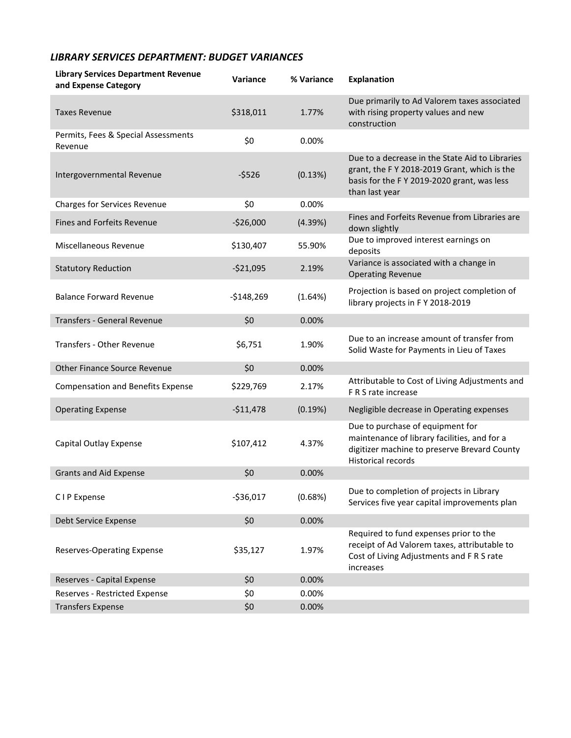### *LIBRARY SERVICES DEPARTMENT: BUDGET VARIANCES*

| Library Services Department Revenue and Expense Category | Variance | % Variance | Explanation |
|---|---|---|---|
| Taxes Revenue | $318,011 | 1.77% | Due primarily to Ad Valorem taxes associated with rising property values and new construction |
| Permits, Fees & Special Assessments Revenue | $0 | 0.00% | |
| Intergovernmental Revenue | -$526 | (0.13%) | Due to a decrease in the State Aid to Libraries grant, the F Y 2018-2019 Grant, which is the basis for the F Y 2019-2020 grant, was less than last year |
| Charges for Services Revenue | $0 | 0.00% | |
| Fines and Forfeits Revenue | -$26,000 | (4.39%) | Fines and Forfeits Revenue from Libraries are down slightly |
| Miscellaneous Revenue | $130,407 | 55.90% | Due to improved interest earnings on deposits |
| Statutory Reduction | -$21,095 | 2.19% | Variance is associated with a change in Operating Revenue |
| Balance Forward Revenue | -$148,269 | (1.64%) | Projection is based on project completion of library projects in F Y 2018-2019 |
| Transfers - General Revenue | $0 | 0.00% | |
| Transfers - Other Revenue | $6,751 | 1.90% | Due to an increase amount of transfer from Solid Waste for Payments in Lieu of Taxes |
| Other Finance Source Revenue | $0 | 0.00% | |
| Compensation and Benefits Expense | $229,769 | 2.17% | Attributable to Cost of Living Adjustments and F R S rate increase |
| Operating Expense | -$11,478 | (0.19%) | Negligible decrease in Operating expenses |
| Capital Outlay Expense | $107,412 | 4.37% | Due to purchase of equipment for maintenance of library facilities, and for a digitizer machine to preserve Brevard County Historical records |
| Grants and Aid Expense | $0 | 0.00% | |
| C I P Expense | -$36,017 | (0.68%) | Due to completion of projects in Library Services five year capital improvements plan |
| Debt Service Expense | $0 | 0.00% | |
| Reserves-Operating Expense | $35,127 | 1.97% | Required to fund expenses prior to the receipt of Ad Valorem taxes, attributable to Cost of Living Adjustments and F R S rate increases |
| Reserves - Capital Expense | $0 | 0.00% | |
| Reserves - Restricted Expense | $0 | 0.00% | |
| Transfers Expense | $0 | 0.00% | |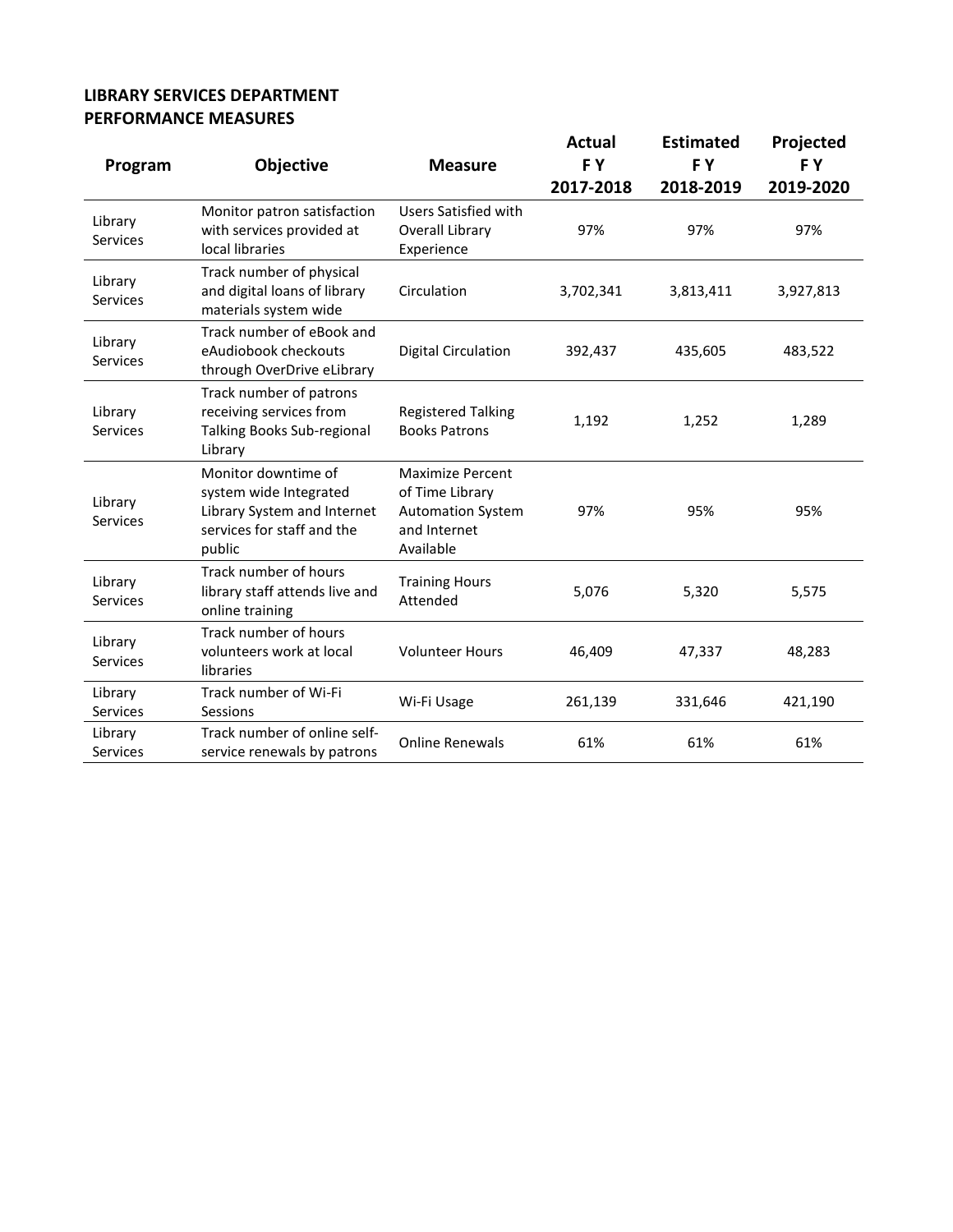**LIBRARY SERVICES DEPARTMENT**
**PERFORMANCE MEASURES**

| Program | Objective | Measure | Actual FY 2017-2018 | Estimated FY 2018-2019 | Projected FY 2019-2020 |
|---|---|---|---|---|---|
| Library Services | Monitor patron satisfaction with services provided at local libraries | Users Satisfied with Overall Library Experience | 97% | 97% | 97% |
| Library Services | Track number of physical and digital loans of library materials system wide | Circulation | 3,702,341 | 3,813,411 | 3,927,813 |
| Library Services | Track number of eBook and eAudiobook checkouts through OverDrive eLibrary | Digital Circulation | 392,437 | 435,605 | 483,522 |
| Library Services | Track number of patrons receiving services from Talking Books Sub-regional Library | Registered Talking Books Patrons | 1,192 | 1,252 | 1,289 |
| Library Services | Monitor downtime of system wide Integrated Library System and Internet services for staff and the public | Maximize Percent of Time Library Automation System and Internet Available | 97% | 95% | 95% |
| Library Services | Track number of hours library staff attends live and online training | Training Hours Attended | 5,076 | 5,320 | 5,575 |
| Library Services | Track number of hours volunteers work at local libraries | Volunteer Hours | 46,409 | 47,337 | 48,283 |
| Library Services | Track number of Wi-Fi Sessions | Wi-Fi Usage | 261,139 | 331,646 | 421,190 |
| Library Services | Track number of online self-service renewals by patrons | Online Renewals | 61% | 61% | 61% |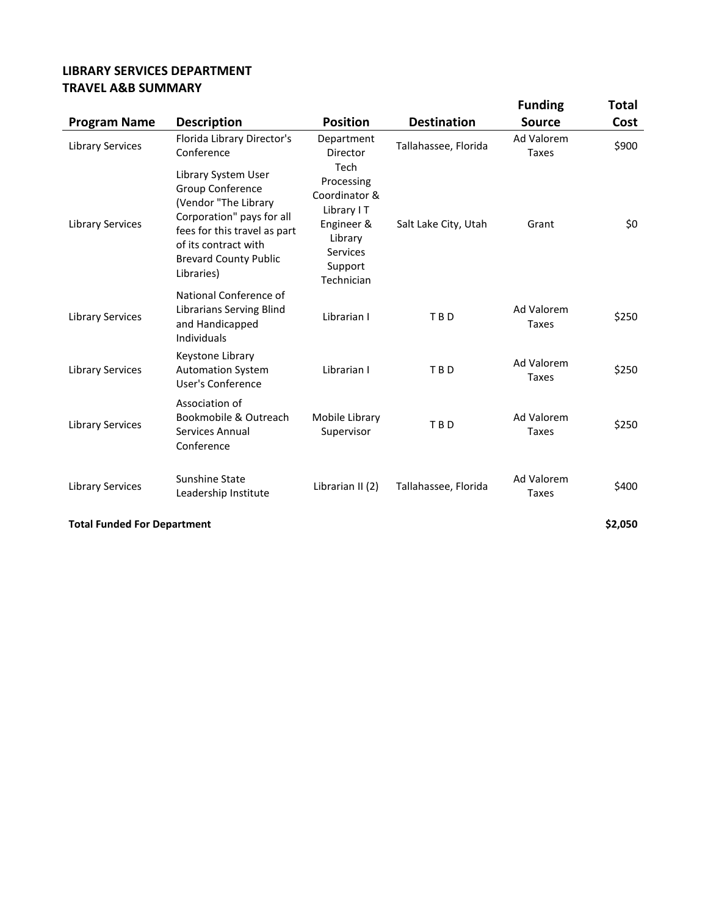**LIBRARY SERVICES DEPARTMENT**
**TRAVEL A&B SUMMARY**

| Program Name | Description | Position | Destination | Funding Source | Total Cost |
|---|---|---|---|---|---|
| Library Services | Florida Library Director's Conference | Department Director | Tallahassee, Florida | Ad Valorem Taxes | $900 |
| Library Services | Library System User Group Conference (Vendor "The Library Corporation" pays for all fees for this travel as part of its contract with Brevard County Public Libraries) | Tech Processing Coordinator & Library I T Engineer & Library Services Support Technician | Salt Lake City, Utah | Grant | $0 |
| Library Services | National Conference of Librarians Serving Blind and Handicapped Individuals | Librarian I | T B D | Ad Valorem Taxes | $250 |
| Library Services | Keystone Library Automation System User's Conference | Librarian I | T B D | Ad Valorem Taxes | $250 |
| Library Services | Association of Bookmobile & Outreach Services Annual Conference | Mobile Library Supervisor | T B D | Ad Valorem Taxes | $250 |
| Library Services | Sunshine State Leadership Institute | Librarian II (2) | Tallahassee, Florida | Ad Valorem Taxes | $400 |
| **Total Funded For Department** | | | | | **$2,050** |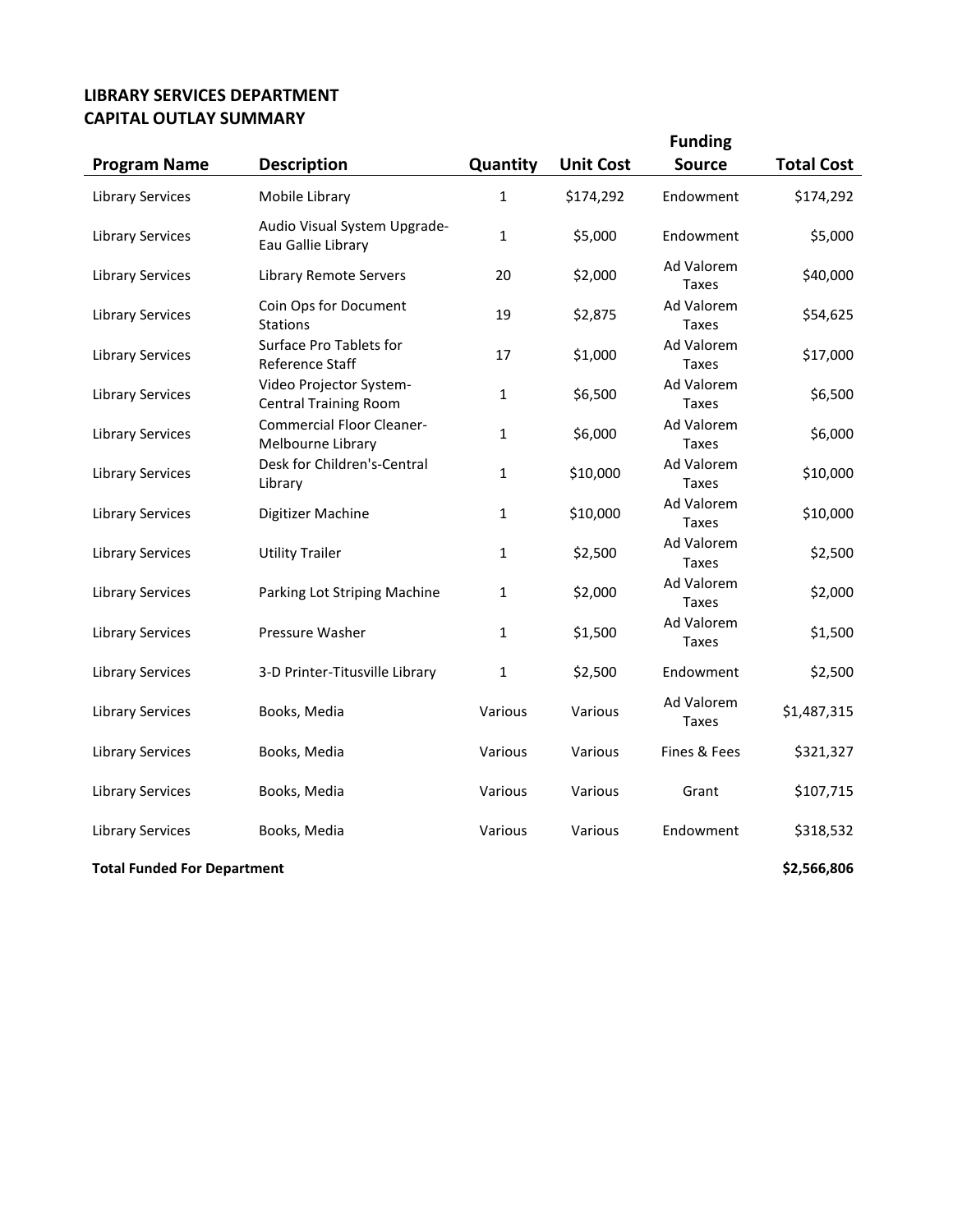**LIBRARY SERVICES DEPARTMENT**
**CAPITAL OUTLAY SUMMARY**

| Program Name | Description | Quantity | Unit Cost | Funding Source | Total Cost |
|---|---|---|---|---|---|
| Library Services | Mobile Library | 1 | $174,292 | Endowment | $174,292 |
| Library Services | Audio Visual System Upgrade-Eau Gallie Library | 1 | $5,000 | Endowment | $5,000 |
| Library Services | Library Remote Servers | 20 | $2,000 | Ad Valorem Taxes | $40,000 |
| Library Services | Coin Ops for Document Stations | 19 | $2,875 | Ad Valorem Taxes | $54,625 |
| Library Services | Surface Pro Tablets for Reference Staff | 17 | $1,000 | Ad Valorem Taxes | $17,000 |
| Library Services | Video Projector System-Central Training Room | 1 | $6,500 | Ad Valorem Taxes | $6,500 |
| Library Services | Commercial Floor Cleaner-Melbourne Library | 1 | $6,000 | Ad Valorem Taxes | $6,000 |
| Library Services | Desk for Children's-Central Library | 1 | $10,000 | Ad Valorem Taxes | $10,000 |
| Library Services | Digitizer Machine | 1 | $10,000 | Ad Valorem Taxes | $10,000 |
| Library Services | Utility Trailer | 1 | $2,500 | Ad Valorem Taxes | $2,500 |
| Library Services | Parking Lot Striping Machine | 1 | $2,000 | Ad Valorem Taxes | $2,000 |
| Library Services | Pressure Washer | 1 | $1,500 | Ad Valorem Taxes | $1,500 |
| Library Services | 3-D Printer-Titusville Library | 1 | $2,500 | Endowment | $2,500 |
| Library Services | Books, Media | Various | Various | Ad Valorem Taxes | $1,487,315 |
| Library Services | Books, Media | Various | Various | Fines & Fees | $321,327 |
| Library Services | Books, Media | Various | Various | Grant | $107,715 |
| Library Services | Books, Media | Various | Various | Endowment | $318,532 |
| **Total Funded For Department** | | | | | **$2,566,806** |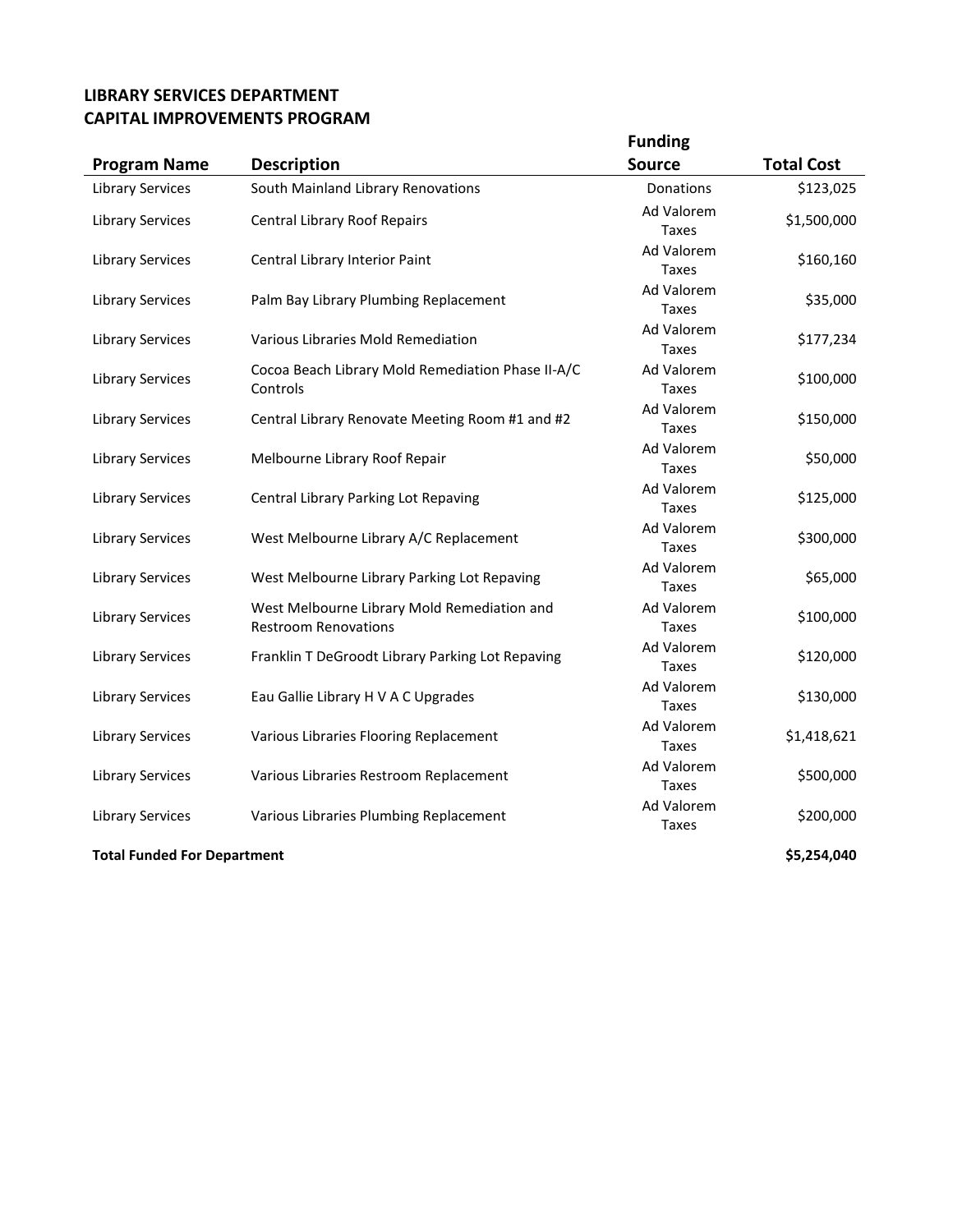**LIBRARY SERVICES DEPARTMENT**
**CAPITAL IMPROVEMENTS PROGRAM**

| Program Name | Description | Funding Source | Total Cost |
|---|---|---|---|
| Library Services | South Mainland Library Renovations | Donations | $123,025 |
| Library Services | Central Library Roof Repairs | Ad Valorem Taxes | $1,500,000 |
| Library Services | Central Library Interior Paint | Ad Valorem Taxes | $160,160 |
| Library Services | Palm Bay Library Plumbing Replacement | Ad Valorem Taxes | $35,000 |
| Library Services | Various Libraries Mold Remediation | Ad Valorem Taxes | $177,234 |
| Library Services | Cocoa Beach Library Mold Remediation Phase II-A/C Controls | Ad Valorem Taxes | $100,000 |
| Library Services | Central Library Renovate Meeting Room #1 and #2 | Ad Valorem Taxes | $150,000 |
| Library Services | Melbourne Library Roof Repair | Ad Valorem Taxes | $50,000 |
| Library Services | Central Library Parking Lot Repaving | Ad Valorem Taxes | $125,000 |
| Library Services | West Melbourne Library A/C Replacement | Ad Valorem Taxes | $300,000 |
| Library Services | West Melbourne Library Parking Lot Repaving | Ad Valorem Taxes | $65,000 |
| Library Services | West Melbourne Library Mold Remediation and Restroom Renovations | Ad Valorem Taxes | $100,000 |
| Library Services | Franklin T DeGroodt Library Parking Lot Repaving | Ad Valorem Taxes | $120,000 |
| Library Services | Eau Gallie Library H V A C Upgrades | Ad Valorem Taxes | $130,000 |
| Library Services | Various Libraries Flooring Replacement | Ad Valorem Taxes | $1,418,621 |
| Library Services | Various Libraries Restroom Replacement | Ad Valorem Taxes | $500,000 |
| Library Services | Various Libraries Plumbing Replacement | Ad Valorem Taxes | $200,000 |
| **Total Funded For Department** | | | **$5,254,040** |